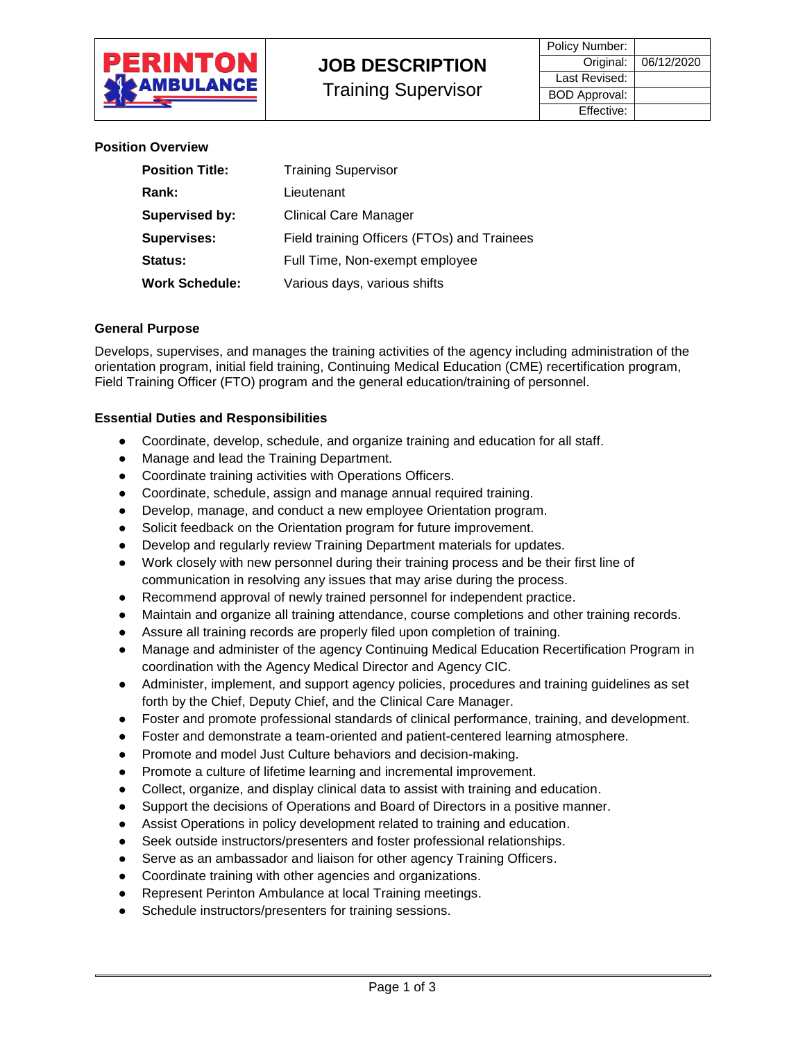| PERINTON AMBULANCE | **JOB DESCRIPTION**<br>Training Supervisor | Policy Number: | |
|---|---|---|---|
| | | Original: | 06/12/2020 |
| | | Last Revised: | |
| | | BOD Approval: | |
| | | Effective: | |

**Position Overview**

| | |
|---|---|
| **Position Title:** | Training Supervisor |
| **Rank:** | Lieutenant |
| **Supervised by:** | Clinical Care Manager |
| **Supervises:** | Field training Officers (FTOs) and Trainees |
| **Status:** | Full Time, Non-exempt employee |
| **Work Schedule:** | Various days, various shifts |

**General Purpose**

Develops, supervises, and manages the training activities of the agency including administration of the orientation program, initial field training, Continuing Medical Education (CME) recertification program, Field Training Officer (FTO) program and the general education/training of personnel.

**Essential Duties and Responsibilities**

- Coordinate, develop, schedule, and organize training and education for all staff.
- Manage and lead the Training Department.
- Coordinate training activities with Operations Officers.
- Coordinate, schedule, assign and manage annual required training.
- Develop, manage, and conduct a new employee Orientation program.
- Solicit feedback on the Orientation program for future improvement.
- Develop and regularly review Training Department materials for updates.
- Work closely with new personnel during their training process and be their first line of communication in resolving any issues that may arise during the process.
- Recommend approval of newly trained personnel for independent practice.
- Maintain and organize all training attendance, course completions and other training records.
- Assure all training records are properly filed upon completion of training.
- Manage and administer of the agency Continuing Medical Education Recertification Program in coordination with the Agency Medical Director and Agency CIC.
- Administer, implement, and support agency policies, procedures and training guidelines as set forth by the Chief, Deputy Chief, and the Clinical Care Manager.
- Foster and promote professional standards of clinical performance, training, and development.
- Foster and demonstrate a team-oriented and patient-centered learning atmosphere.
- Promote and model Just Culture behaviors and decision-making.
- Promote a culture of lifetime learning and incremental improvement.
- Collect, organize, and display clinical data to assist with training and education.
- Support the decisions of Operations and Board of Directors in a positive manner.
- Assist Operations in policy development related to training and education.
- Seek outside instructors/presenters and foster professional relationships.
- Serve as an ambassador and liaison for other agency Training Officers.
- Coordinate training with other agencies and organizations.
- Represent Perinton Ambulance at local Training meetings.
- Schedule instructors/presenters for training sessions.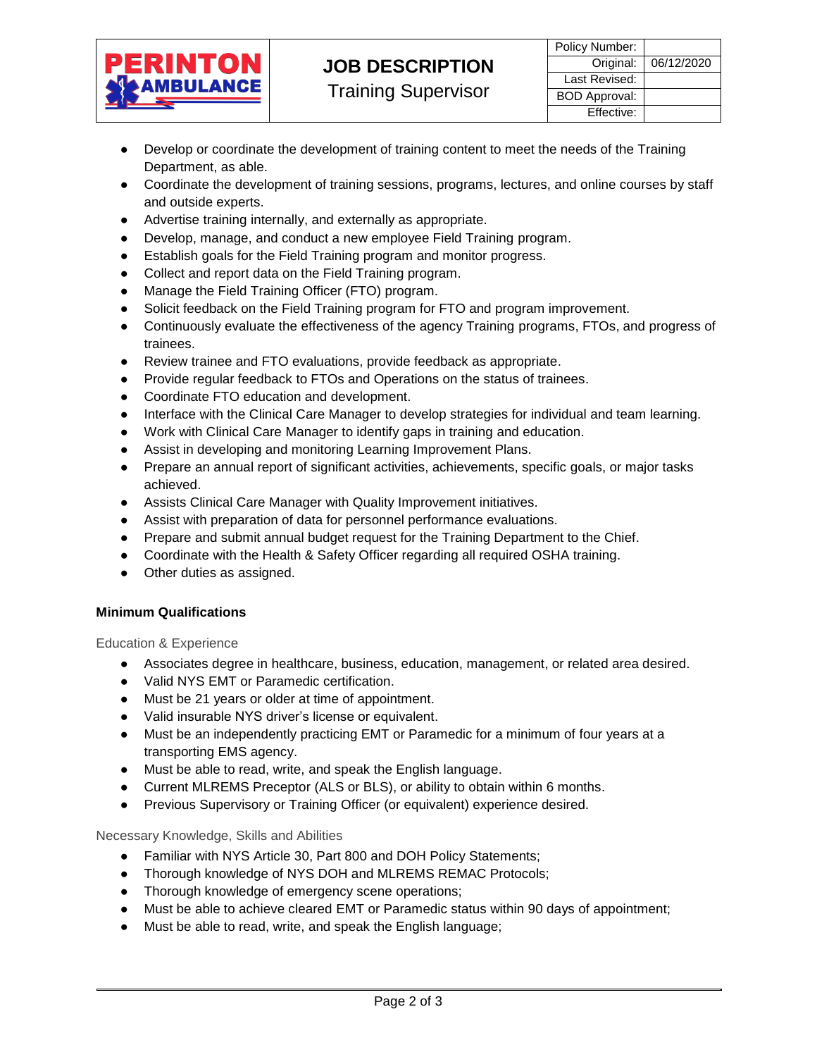- Develop or coordinate the development of training content to meet the needs of the Training Department, as able.
- Coordinate the development of training sessions, programs, lectures, and online courses by staff and outside experts.
- Advertise training internally, and externally as appropriate.
- Develop, manage, and conduct a new employee Field Training program.
- Establish goals for the Field Training program and monitor progress.
- Collect and report data on the Field Training program.
- Manage the Field Training Officer (FTO) program.
- Solicit feedback on the Field Training program for FTO and program improvement.
- Continuously evaluate the effectiveness of the agency Training programs, FTOs, and progress of trainees.
- Review trainee and FTO evaluations, provide feedback as appropriate.
- Provide regular feedback to FTOs and Operations on the status of trainees.
- Coordinate FTO education and development.
- Interface with the Clinical Care Manager to develop strategies for individual and team learning.
- Work with Clinical Care Manager to identify gaps in training and education.
- Assist in developing and monitoring Learning Improvement Plans.
- Prepare an annual report of significant activities, achievements, specific goals, or major tasks achieved.
- Assists Clinical Care Manager with Quality Improvement initiatives.
- Assist with preparation of data for personnel performance evaluations.
- Prepare and submit annual budget request for the Training Department to the Chief.
- Coordinate with the Health & Safety Officer regarding all required OSHA training.
- Other duties as assigned.

**Minimum Qualifications**

Education & Experience

- Associates degree in healthcare, business, education, management, or related area desired.
- Valid NYS EMT or Paramedic certification.
- Must be 21 years or older at time of appointment.
- Valid insurable NYS driver's license or equivalent.
- Must be an independently practicing EMT or Paramedic for a minimum of four years at a transporting EMS agency.
- Must be able to read, write, and speak the English language.
- Current MLREMS Preceptor (ALS or BLS), or ability to obtain within 6 months.
- Previous Supervisory or Training Officer (or equivalent) experience desired.

Necessary Knowledge, Skills and Abilities

- Familiar with NYS Article 30, Part 800 and DOH Policy Statements;
- Thorough knowledge of NYS DOH and MLREMS REMAC Protocols;
- Thorough knowledge of emergency scene operations;
- Must be able to achieve cleared EMT or Paramedic status within 90 days of appointment;
- Must be able to read, write, and speak the English language;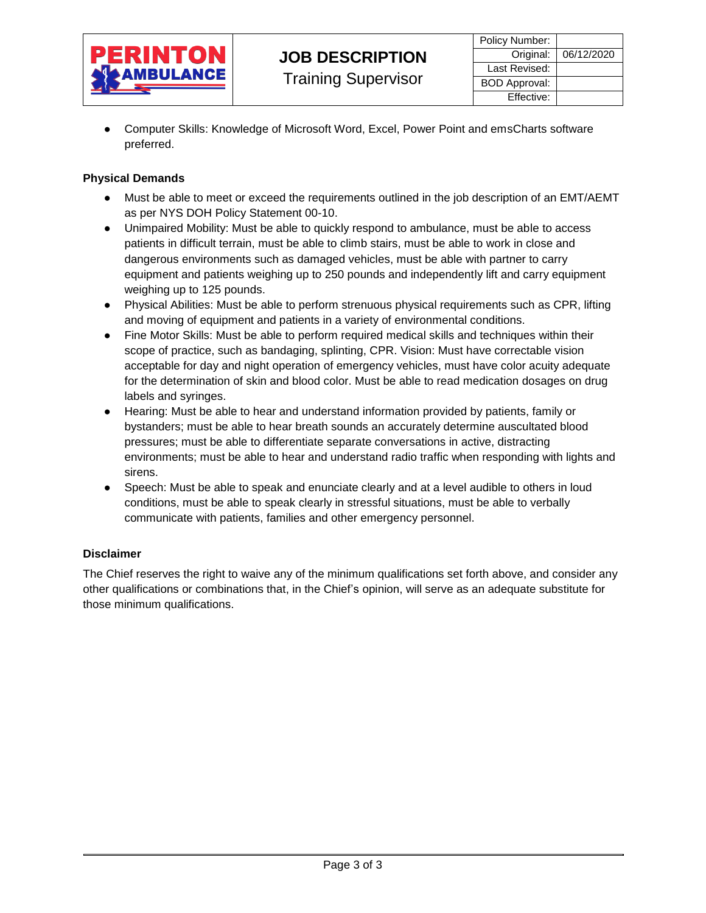- Computer Skills: Knowledge of Microsoft Word, Excel, Power Point and emsCharts software preferred.

**Physical Demands**

- Must be able to meet or exceed the requirements outlined in the job description of an EMT/AEMT as per NYS DOH Policy Statement 00-10.
- Unimpaired Mobility: Must be able to quickly respond to ambulance, must be able to access patients in difficult terrain, must be able to climb stairs, must be able to work in close and dangerous environments such as damaged vehicles, must be able with partner to carry equipment and patients weighing up to 250 pounds and independently lift and carry equipment weighing up to 125 pounds.
- Physical Abilities: Must be able to perform strenuous physical requirements such as CPR, lifting and moving of equipment and patients in a variety of environmental conditions.
- Fine Motor Skills: Must be able to perform required medical skills and techniques within their scope of practice, such as bandaging, splinting, CPR. Vision: Must have correctable vision acceptable for day and night operation of emergency vehicles, must have color acuity adequate for the determination of skin and blood color. Must be able to read medication dosages on drug labels and syringes.
- Hearing: Must be able to hear and understand information provided by patients, family or bystanders; must be able to hear breath sounds an accurately determine auscultated blood pressures; must be able to differentiate separate conversations in active, distracting environments; must be able to hear and understand radio traffic when responding with lights and sirens.
- Speech: Must be able to speak and enunciate clearly and at a level audible to others in loud conditions, must be able to speak clearly in stressful situations, must be able to verbally communicate with patients, families and other emergency personnel.

**Disclaimer**

The Chief reserves the right to waive any of the minimum qualifications set forth above, and consider any other qualifications or combinations that, in the Chief's opinion, will serve as an adequate substitute for those minimum qualifications.